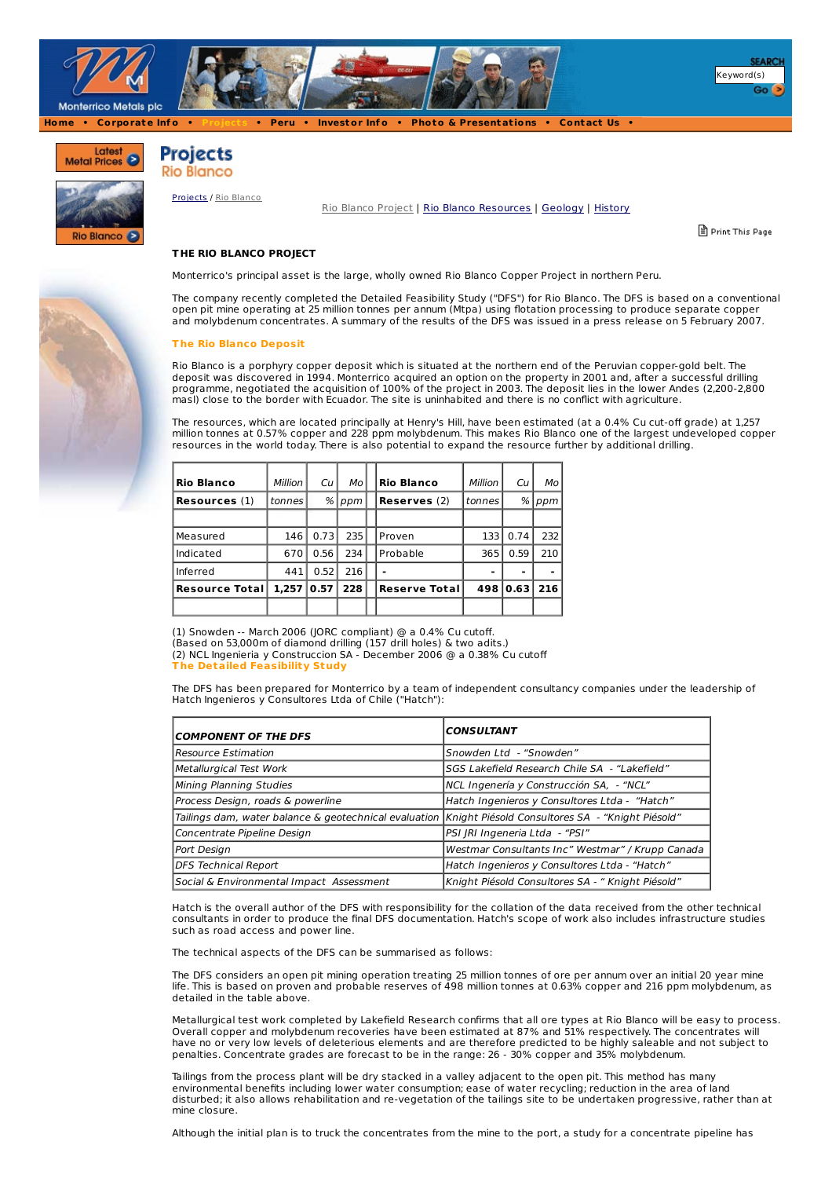Home • Corporate Info • Projects • Peru • Investor Info • Photo & Presentations • Contact Us •

Latest Metal Prices

Rio Blanco

# Projects
## Rio Blanco

Projects / Rio Blanco

Rio Blanco Project | Rio Blanco Resources | Geology | History

Print This Page

**THE RIO BLANCO PROJECT**

Monterrico's principal asset is the large, wholly owned Rio Blanco Copper Project in northern Peru.

The company recently completed the Detailed Feasibility Study ("DFS") for Rio Blanco. The DFS is based on a conventional open pit mine operating at 25 million tonnes per annum (Mtpa) using flotation processing to produce separate copper and molybdenum concentrates. A summary of the results of the DFS was issued in a press release on 5 February 2007.

### The Rio Blanco Deposit

Rio Blanco is a porphyry copper deposit which is situated at the northern end of the Peruvian copper-gold belt. The deposit was discovered in 1994. Monterrico acquired an option on the property in 2001 and, after a successful drilling programme, negotiated the acquisition of 100% of the project in 2003. The deposit lies in the lower Andes (2,200-2,800 masl) close to the border with Ecuador. The site is uninhabited and there is no conflict with agriculture.

The resources, which are located principally at Henry's Hill, have been estimated (at a 0.4% Cu cut-off grade) at 1,257 million tonnes at 0.57% copper and 228 ppm molybdenum. This makes Rio Blanco one of the largest undeveloped copper resources in the world today. There is also potential to expand the resource further by additional drilling.

| **Rio Blanco** | *Million* | *Cu* | *Mo* | | **Rio Blanco** | *Million* | *Cu* | *Mo* |
|---|---|---|---|---|---|---|---|---|
| **Resources** (1) | *tonnes* | *%* | *ppm* | | **Reserves** (2) | *tonnes* | *%* | *ppm* |
| | | | | | | | | |
| Measured | 146 | 0.73 | 235 | | Proven | 133 | 0.74 | 232 |
| Indicated | 670 | 0.56 | 234 | | Probable | 365 | 0.59 | 210 |
| Inferred | 441 | 0.52 | 216 | | - | - | - | - |
| **Resource Total** | **1,257** | **0.57** | **228** | | **Reserve Total** | **498** | **0.63** | **216** |
| | | | | | | | | |

(1) Snowden -- March 2006 (JORC compliant) @ a 0.4% Cu cutoff.
(Based on 53,000m of diamond drilling (157 drill holes) & two adits.)
(2) NCL Ingenieria y Construccion SA - December 2006 @ a 0.38% Cu cutoff

### The Detailed Feasibility Study

The DFS has been prepared for Monterrico by a team of independent consultancy companies under the leadership of Hatch Ingenieros y Consultores Ltda of Chile ("Hatch"):

| ***COMPONENT OF THE DFS*** | ***CONSULTANT*** |
|---|---|
| *Resource Estimation* | *Snowden Ltd - "Snowden"* |
| *Metallurgical Test Work* | *SGS Lakefield Research Chile SA - "Lakefield"* |
| *Mining Planning Studies* | *NCL Ingeniería y Construcción SA, - "NCL"* |
| *Process Design, roads & powerline* | *Hatch Ingenieros y Consultores Ltda - "Hatch"* |
| *Tailings dam, water balance & geotechnical evaluation* | *Knight Piésold Consultores SA - "Knight Piésold"* |
| *Concentrate Pipeline Design* | *PSI JRI Ingeneria Ltda - "PSI"* |
| *Port Design* | *Westmar Consultants Inc" Westmar" / Krupp Canada* |
| *DFS Technical Report* | *Hatch Ingenieros y Consultores Ltda - "Hatch"* |
| *Social & Environmental Impact Assessment* | *Knight Piésold Consultores SA - " Knight Piésold"* |

Hatch is the overall author of the DFS with responsibility for the collation of the data received from the other technical consultants in order to produce the final DFS documentation. Hatch's scope of work also includes infrastructure studies such as road access and power line.

The technical aspects of the DFS can be summarised as follows:

The DFS considers an open pit mining operation treating 25 million tonnes of ore per annum over an initial 20 year mine life. This is based on proven and probable reserves of 498 million tonnes at 0.63% copper and 216 ppm molybdenum, as detailed in the table above.

Metallurgical test work completed by Lakefield Research confirms that all ore types at Rio Blanco will be easy to process. Overall copper and molybdenum recoveries have been estimated at 87% and 51% respectively. The concentrates will have no or very low levels of deleterious elements and are therefore predicted to be highly saleable and not subject to penalties. Concentrate grades are forecast to be in the range: 26 - 30% copper and 35% molybdenum.

Tailings from the process plant will be dry stacked in a valley adjacent to the open pit. This method has many environmental benefits including lower water consumption; ease of water recycling; reduction in the area of land disturbed; it also allows rehabilitation and re-vegetation of the tailings site to be undertaken progressive, rather than at mine closure.

Although the initial plan is to truck the concentrates from the mine to the port, a study for a concentrate pipeline has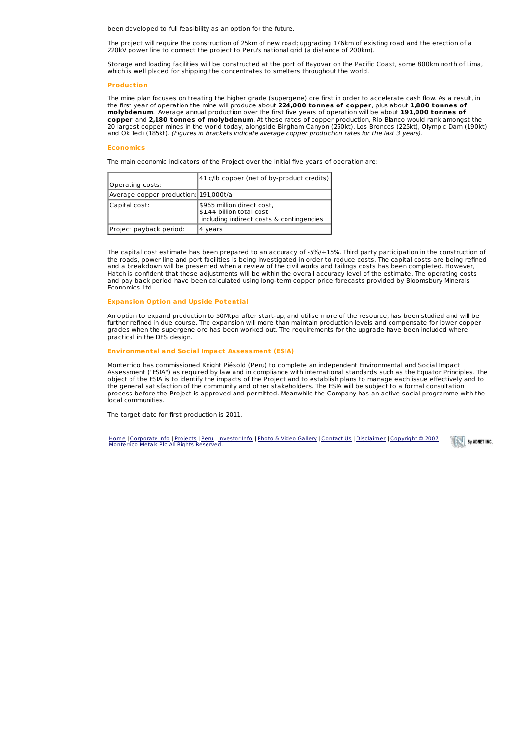been developed to full feasibility as an option for the future.

The project will require the construction of 25km of new road; upgrading 176km of existing road and the erection of a 220kV power line to connect the project to Peru's national grid (a distance of 200km).

Storage and loading facilities will be constructed at the port of Bayovar on the Pacific Coast, some 800km north of Lima, which is well placed for shipping the concentrates to smelters throughout the world.

## Production

The mine plan focuses on treating the higher grade (supergene) ore first in order to accelerate cash flow. As a result, in the first year of operation the mine will produce about **224,000 tonnes of copper**, plus about **1,800 tonnes of molybdenum**. Average annual production over the first five years of operation will be about **191,000 tonnes of copper** and **2,180 tonnes of molybdenum**. At these rates of copper production, Rio Blanco would rank amongst the 20 largest copper mines in the world today, alongside Bingham Canyon (250kt), Los Bronces (225kt), Olympic Dam (190kt) and Ok Tedi (185kt). *(Figures in brackets indicate average copper production rates for the last 3 years).*

## Economics

The main economic indicators of the Project over the initial five years of operation are:

| | |
|---|---|
| Operating costs: | 41 c/lb copper (net of by-product credits) |
| Average copper production: | 191,000t/a |
| Capital cost: | $965 million direct cost, $1.44 billion total cost including indirect costs & contingencies |
| Project payback period: | 4 years |

The capital cost estimate has been prepared to an accuracy of -5%/+15%. Third party participation in the construction of the roads, power line and port facilities is being investigated in order to reduce costs. The capital costs are being refined and a breakdown will be presented when a review of the civil works and tailings costs has been completed. However, Hatch is confident that these adjustments will be within the overall accuracy level of the estimate. The operating costs and pay back period have been calculated using long-term copper price forecasts provided by Bloomsbury Minerals Economics Ltd.

## Expansion Option and Upside Potential

An option to expand production to 50Mtpa after start-up, and utilise more of the resource, has been studied and will be further refined in due course. The expansion will more than maintain production levels and compensate for lower copper grades when the supergene ore has been worked out. The requirements for the upgrade have been included where practical in the DFS design.

## Environmental and Social Impact Assessment (ESIA)

Monterrico has commissioned Knight Piésold (Peru) to complete an independent Environmental and Social Impact Assessment ("ESIA") as required by law and in compliance with international standards such as the Equator Principles. The object of the ESIA is to identify the impacts of the Project and to establish plans to manage each issue effectively and to the general satisfaction of the community and other stakeholders. The ESIA will be subject to a formal consultation process before the Project is approved and permitted. Meanwhile the Company has an active social programme with the local communities.

The target date for first production is 2011.

Home | Corporate Info | Projects | Peru | Investor Info | Photo & Video Gallery | Contact Us | Disclaimer | Copyright © 2007 Monterrico Metals Plc All Rights Reserved.